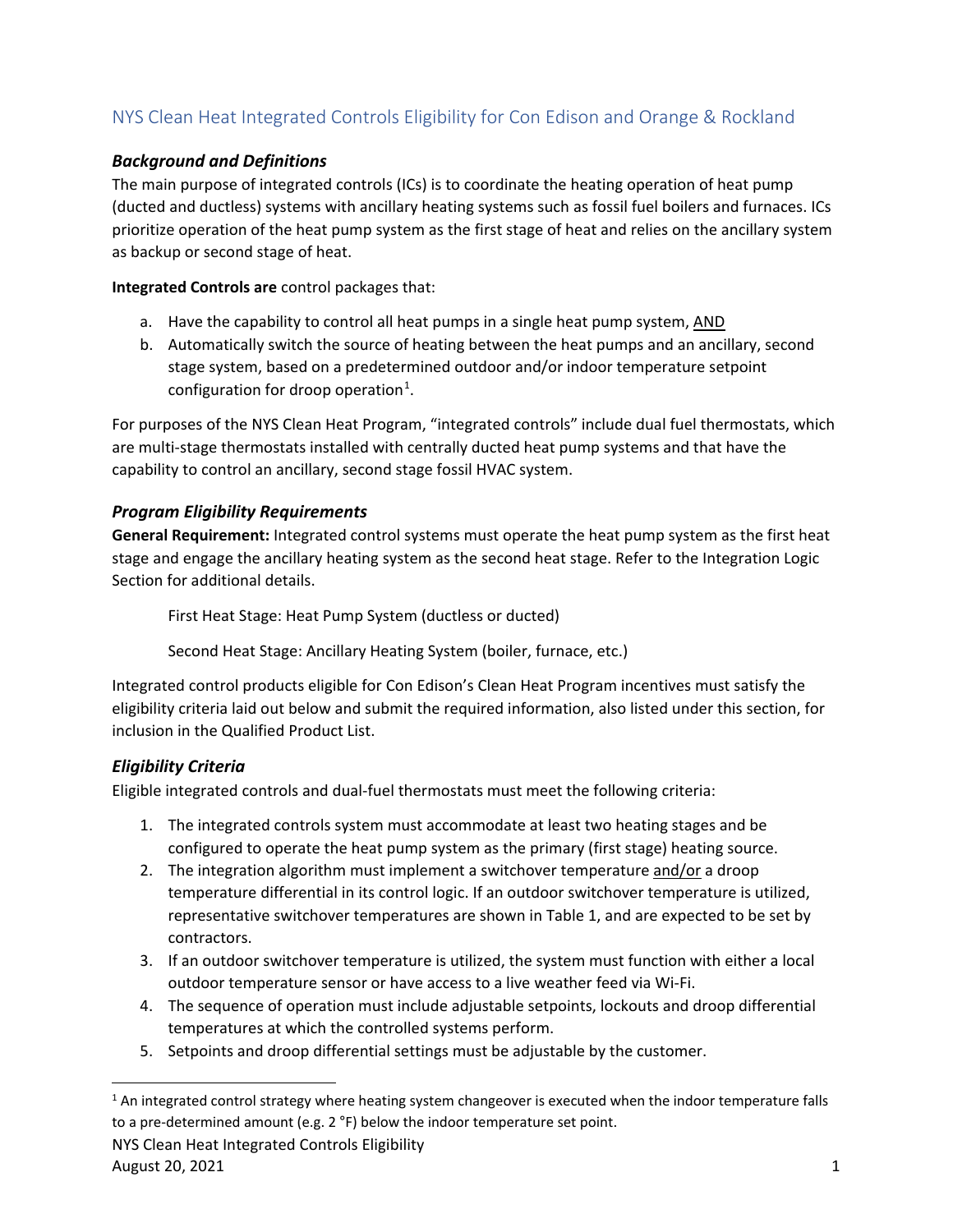# NYS Clean Heat Integrated Controls Eligibility for Con Edison and Orange & Rockland

## *Background and Definitions*

The main purpose of integrated controls (ICs) is to coordinate the heating operation of heat pump (ducted and ductless) systems with ancillary heating systems such as fossil fuel boilers and furnaces. ICs prioritize operation of the heat pump system as the first stage of heat and relies on the ancillary system as backup or second stage of heat.

**Integrated Controls are** control packages that:

a. Have the capability to control all heat pumps in a single heat pump system, AND
b. Automatically switch the source of heating between the heat pumps and an ancillary, second stage system, based on a predetermined outdoor and/or indoor temperature setpoint configuration for droop operation[1].

For purposes of the NYS Clean Heat Program, "integrated controls" include dual fuel thermostats, which are multi-stage thermostats installed with centrally ducted heat pump systems and that have the capability to control an ancillary, second stage fossil HVAC system.

## *Program Eligibility Requirements*

**General Requirement:** Integrated control systems must operate the heat pump system as the first heat stage and engage the ancillary heating system as the second heat stage. Refer to the Integration Logic Section for additional details.

First Heat Stage: Heat Pump System (ductless or ducted)

Second Heat Stage: Ancillary Heating System (boiler, furnace, etc.)

Integrated control products eligible for Con Edison's Clean Heat Program incentives must satisfy the eligibility criteria laid out below and submit the required information, also listed under this section, for inclusion in the Qualified Product List.

## *Eligibility Criteria*

Eligible integrated controls and dual-fuel thermostats must meet the following criteria:

1. The integrated controls system must accommodate at least two heating stages and be configured to operate the heat pump system as the primary (first stage) heating source.
2. The integration algorithm must implement a switchover temperature and/or a droop temperature differential in its control logic. If an outdoor switchover temperature is utilized, representative switchover temperatures are shown in Table 1, and are expected to be set by contractors.
3. If an outdoor switchover temperature is utilized, the system must function with either a local outdoor temperature sensor or have access to a live weather feed via Wi-Fi.
4. The sequence of operation must include adjustable setpoints, lockouts and droop differential temperatures at which the controlled systems perform.
5. Setpoints and droop differential settings must be adjustable by the customer.

[1] An integrated control strategy where heating system changeover is executed when the indoor temperature falls to a pre-determined amount (e.g. 2 °F) below the indoor temperature set point.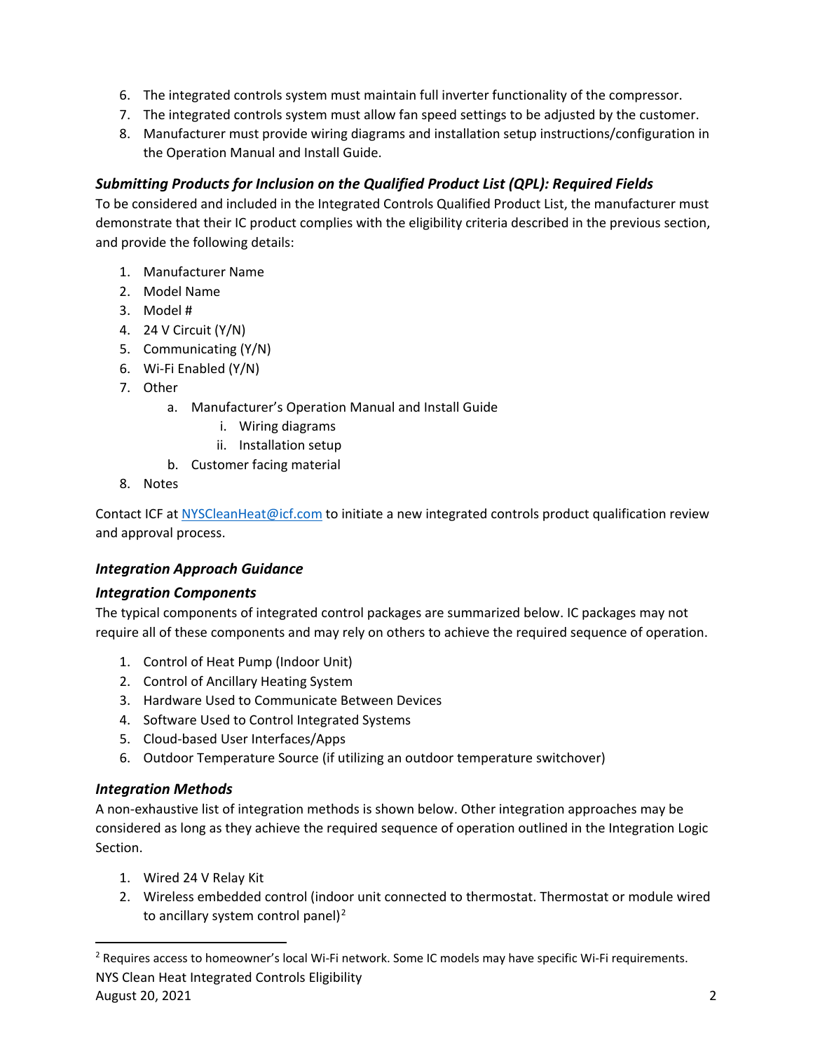6. The integrated controls system must maintain full inverter functionality of the compressor.
7. The integrated controls system must allow fan speed settings to be adjusted by the customer.
8. Manufacturer must provide wiring diagrams and installation setup instructions/configuration in the Operation Manual and Install Guide.

### *Submitting Products for Inclusion on the Qualified Product List (QPL): Required Fields*

To be considered and included in the Integrated Controls Qualified Product List, the manufacturer must demonstrate that their IC product complies with the eligibility criteria described in the previous section, and provide the following details:

1. Manufacturer Name
2. Model Name
3. Model #
4. 24 V Circuit (Y/N)
5. Communicating (Y/N)
6. Wi-Fi Enabled (Y/N)
7. Other
    a. Manufacturer's Operation Manual and Install Guide
        i. Wiring diagrams
        ii. Installation setup
    b. Customer facing material
8. Notes

Contact ICF at [NYSCleanHeat@icf.com](mailto:NYSCleanHeat@icf.com) to initiate a new integrated controls product qualification review and approval process.

### *Integration Approach Guidance*

### *Integration Components*

The typical components of integrated control packages are summarized below. IC packages may not require all of these components and may rely on others to achieve the required sequence of operation.

1. Control of Heat Pump (Indoor Unit)
2. Control of Ancillary Heating System
3. Hardware Used to Communicate Between Devices
4. Software Used to Control Integrated Systems
5. Cloud-based User Interfaces/Apps
6. Outdoor Temperature Source (if utilizing an outdoor temperature switchover)

### *Integration Methods*

A non-exhaustive list of integration methods is shown below. Other integration approaches may be considered as long as they achieve the required sequence of operation outlined in the Integration Logic Section.

1. Wired 24 V Relay Kit
2. Wireless embedded control (indoor unit connected to thermostat. Thermostat or module wired to ancillary system control panel)[2]

[2] Requires access to homeowner's local Wi-Fi network. Some IC models may have specific Wi-Fi requirements.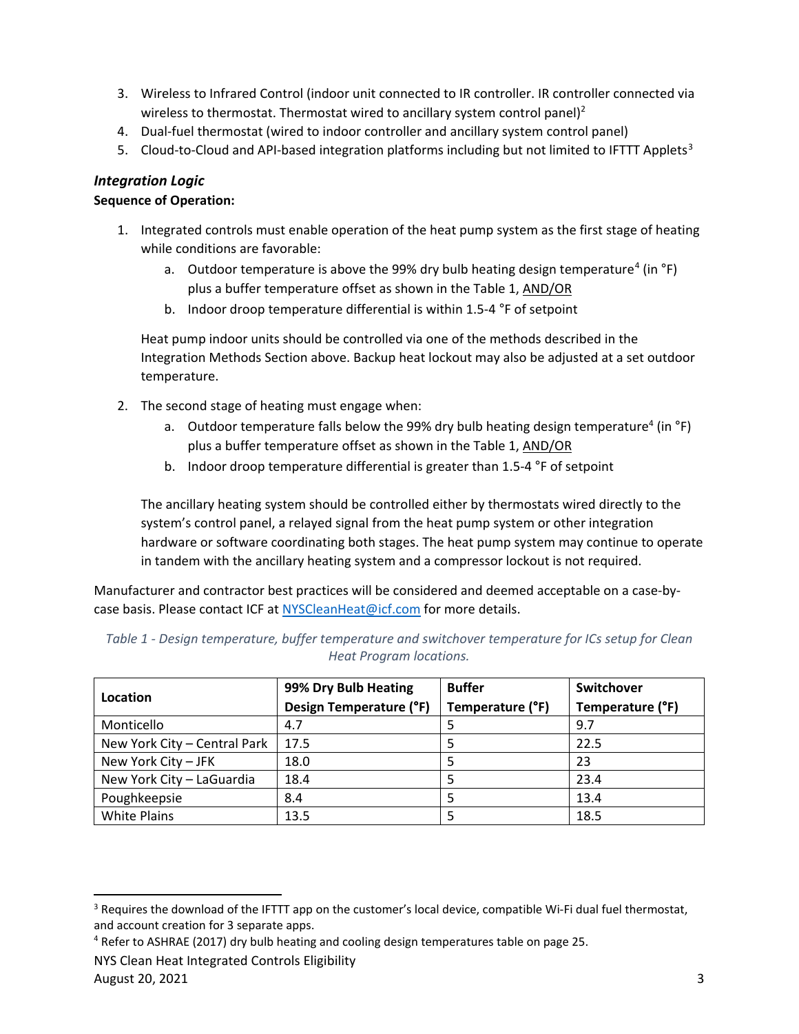3. Wireless to Infrared Control (indoor unit connected to IR controller. IR controller connected via wireless to thermostat. Thermostat wired to ancillary system control panel)[2]
4. Dual-fuel thermostat (wired to indoor controller and ancillary system control panel)
5. Cloud-to-Cloud and API-based integration platforms including but not limited to IFTTT Applets[3]

### *Integration Logic*

**Sequence of Operation:**

1. Integrated controls must enable operation of the heat pump system as the first stage of heating while conditions are favorable:
   a. Outdoor temperature is above the 99% dry bulb heating design temperature[4] (in °F) plus a buffer temperature offset as shown in the Table 1, AND/OR
   b. Indoor droop temperature differential is within 1.5-4 °F of setpoint

   Heat pump indoor units should be controlled via one of the methods described in the Integration Methods Section above. Backup heat lockout may also be adjusted at a set outdoor temperature.

2. The second stage of heating must engage when:
   a. Outdoor temperature falls below the 99% dry bulb heating design temperature[4] (in °F) plus a buffer temperature offset as shown in the Table 1, AND/OR
   b. Indoor droop temperature differential is greater than 1.5-4 °F of setpoint

   The ancillary heating system should be controlled either by thermostats wired directly to the system's control panel, a relayed signal from the heat pump system or other integration hardware or software coordinating both stages. The heat pump system may continue to operate in tandem with the ancillary heating system and a compressor lockout is not required.

Manufacturer and contractor best practices will be considered and deemed acceptable on a case-by-case basis. Please contact ICF at NYSCleanHeat@icf.com for more details.

*Table 1 - Design temperature, buffer temperature and switchover temperature for ICs setup for Clean Heat Program locations.*

| Location | 99% Dry Bulb Heating Design Temperature (°F) | Buffer Temperature (°F) | Switchover Temperature (°F) |
|---|---|---|---|
| Monticello | 4.7 | 5 | 9.7 |
| New York City – Central Park | 17.5 | 5 | 22.5 |
| New York City – JFK | 18.0 | 5 | 23 |
| New York City – LaGuardia | 18.4 | 5 | 23.4 |
| Poughkeepsie | 8.4 | 5 | 13.4 |
| White Plains | 13.5 | 5 | 18.5 |

[3] Requires the download of the IFTTT app on the customer's local device, compatible Wi-Fi dual fuel thermostat, and account creation for 3 separate apps.

[4] Refer to ASHRAE (2017) dry bulb heating and cooling design temperatures table on page 25.